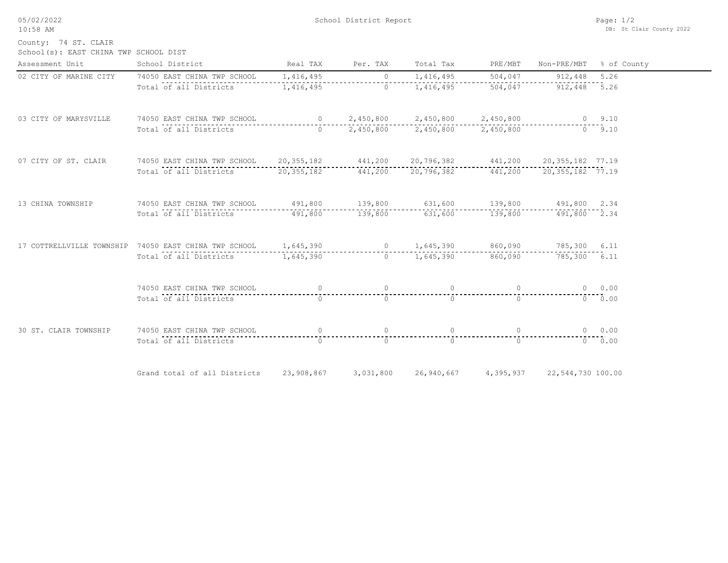05/02/2022
10:58 AM

School District Report

DB: St Clair County 2022

County: 74 ST. CLAIR
School(s): EAST CHINA TWP SCHOOL DIST

| Assessment Unit | School District | Real TAX | Per. TAX | Total Tax | PRE/MBT | Non-PRE/MBT | % of County |
|---|---|---|---|---|---|---|---|
| 02 CITY OF MARINE CITY | 74050 EAST CHINA TWP SCHOOL | 1,416,495 | 0 | 1,416,495 | 504,047 | 912,448 | 5.26 |
| | Total of all Districts | 1,416,495 | 0 | 1,416,495 | 504,047 | 912,448 | 5.26 |
| 03 CITY OF MARYSVILLE | 74050 EAST CHINA TWP SCHOOL | 0 | 2,450,800 | 2,450,800 | 2,450,800 | 0 | 9.10 |
| | Total of all Districts | 0 | 2,450,800 | 2,450,800 | 2,450,800 | 0 | 9.10 |
| 07 CITY OF ST. CLAIR | 74050 EAST CHINA TWP SCHOOL | 20,355,182 | 441,200 | 20,796,382 | 441,200 | 20,355,182 | 77.19 |
| | Total of all Districts | 20,355,182 | 441,200 | 20,796,382 | 441,200 | 20,355,182 | 77.19 |
| 13 CHINA TOWNSHIP | 74050 EAST CHINA TWP SCHOOL | 491,800 | 139,800 | 631,600 | 139,800 | 491,800 | 2.34 |
| | Total of all Districts | 491,800 | 139,800 | 631,600 | 139,800 | 491,800 | 2.34 |
| 17 COTTRELLVILLE TOWNSHIP | 74050 EAST CHINA TWP SCHOOL | 1,645,390 | 0 | 1,645,390 | 860,090 | 785,300 | 6.11 |
| | Total of all Districts | 1,645,390 | 0 | 1,645,390 | 860,090 | 785,300 | 6.11 |
| | 74050 EAST CHINA TWP SCHOOL | 0 | 0 | 0 | 0 | 0 | 0.00 |
| | Total of all Districts | 0 | 0 | 0 | 0 | 0 | 0.00 |
| 30 ST. CLAIR TOWNSHIP | 74050 EAST CHINA TWP SCHOOL | 0 | 0 | 0 | 0 | 0 | 0.00 |
| | Total of all Districts | 0 | 0 | 0 | 0 | 0 | 0.00 |
| | Grand total of all Districts | 23,908,867 | 3,031,800 | 26,940,667 | 4,395,937 | 22,544,730 | 100.00 |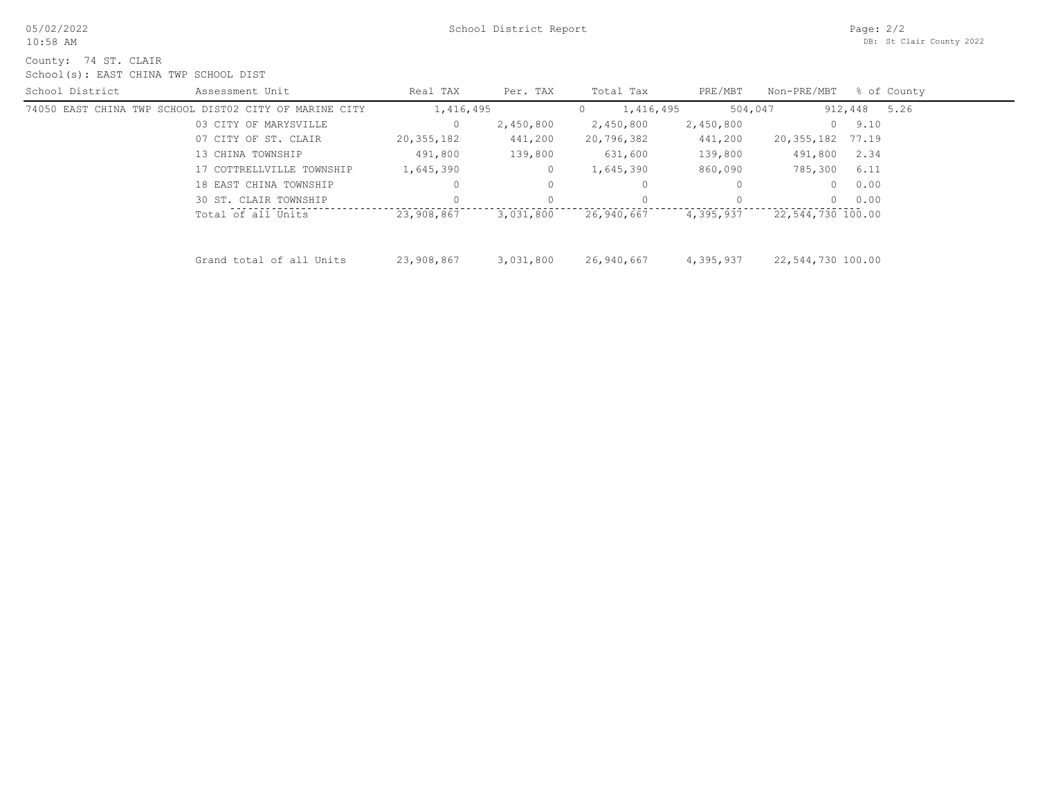County: 74 ST. CLAIR

School(s): EAST CHINA TWP SCHOOL DIST

| School District | Assessment Unit | Real TAX | Per. TAX | Total Tax | PRE/MBT | Non-PRE/MBT | % of County |
|---|---|---|---|---|---|---|---|
| 74050 EAST CHINA TWP SCHOOL DIST | 02 CITY OF MARINE CITY | 1,416,495 | 0 | 1,416,495 | 504,047 | 912,448 | 5.26 |
| | 03 CITY OF MARYSVILLE | 0 | 2,450,800 | 2,450,800 | 2,450,800 | 0 | 9.10 |
| | 07 CITY OF ST. CLAIR | 20,355,182 | 441,200 | 20,796,382 | 441,200 | 20,355,182 | 77.19 |
| | 13 CHINA TOWNSHIP | 491,800 | 139,800 | 631,600 | 139,800 | 491,800 | 2.34 |
| | 17 COTTRELLVILLE TOWNSHIP | 1,645,390 | 0 | 1,645,390 | 860,090 | 785,300 | 6.11 |
| | 18 EAST CHINA TOWNSHIP | 0 | 0 | 0 | 0 | 0 | 0.00 |
| | 30 ST. CLAIR TOWNSHIP | 0 | 0 | 0 | 0 | 0 | 0.00 |
| | Total of all Units | 23,908,867 | 3,031,800 | 26,940,667 | 4,395,937 | 22,544,730 | 100.00 |
| | Grand total of all Units | 23,908,867 | 3,031,800 | 26,940,667 | 4,395,937 | 22,544,730 | 100.00 |